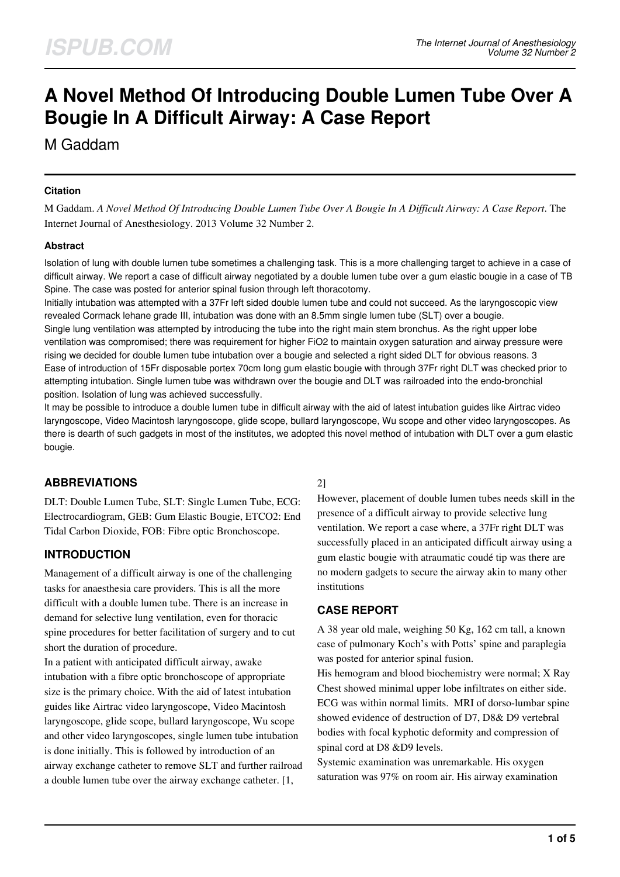# A Novel Method Of Introducing Double Lumen Tube Over A Bougie In A Difficult Airway: A Case Report

M Gaddam

### Citation

M Gaddam. *A Novel Method Of Introducing Double Lumen Tube Over A Bougie In A Difficult Airway: A Case Report*. The Internet Journal of Anesthesiology. 2013 Volume 32 Number 2.

### Abstract

Isolation of lung with double lumen tube sometimes a challenging task. This is a more challenging target to achieve in a case of difficult airway. We report a case of difficult airway negotiated by a double lumen tube over a gum elastic bougie in a case of TB Spine. The case was posted for anterior spinal fusion through left thoracotomy.

Initially intubation was attempted with a 37Fr left sided double lumen tube and could not succeed. As the laryngoscopic view revealed Cormack lehane grade III, intubation was done with an 8.5mm single lumen tube (SLT) over a bougie.

Single lung ventilation was attempted by introducing the tube into the right main stem bronchus. As the right upper lobe ventilation was compromised; there was requirement for higher FiO2 to maintain oxygen saturation and airway pressure were rising we decided for double lumen tube intubation over a bougie and selected a right sided DLT for obvious reasons. 3

Ease of introduction of 15Fr disposable portex 70cm long gum elastic bougie with through 37Fr right DLT was checked prior to attempting intubation. Single lumen tube was withdrawn over the bougie and DLT was railroaded into the endo-bronchial position. Isolation of lung was achieved successfully.

It may be possible to introduce a double lumen tube in difficult airway with the aid of latest intubation guides like Airtrac video laryngoscope, Video Macintosh laryngoscope, glide scope, bullard laryngoscope, Wu scope and other video laryngoscopes. As there is dearth of such gadgets in most of the institutes, we adopted this novel method of intubation with DLT over a gum elastic bougie.

## ABBREVIATIONS

DLT: Double Lumen Tube, SLT: Single Lumen Tube, ECG: Electrocardiogram, GEB: Gum Elastic Bougie, ETCO2: End Tidal Carbon Dioxide, FOB: Fibre optic Bronchoscope.

## INTRODUCTION

Management of a difficult airway is one of the challenging tasks for anaesthesia care providers. This is all the more difficult with a double lumen tube. There is an increase in demand for selective lung ventilation, even for thoracic spine procedures for better facilitation of surgery and to cut short the duration of procedure.

In a patient with anticipated difficult airway, awake intubation with a fibre optic bronchoscope of appropriate size is the primary choice. With the aid of latest intubation guides like Airtrac video laryngoscope, Video Macintosh laryngoscope, glide scope, bullard laryngoscope, Wu scope and other video laryngoscopes, single lumen tube intubation is done initially. This is followed by introduction of an airway exchange catheter to remove SLT and further railroad a double lumen tube over the airway exchange catheter. [1, 2]

However, placement of double lumen tubes needs skill in the presence of a difficult airway to provide selective lung ventilation. We report a case where, a 37Fr right DLT was successfully placed in an anticipated difficult airway using a gum elastic bougie with atraumatic coudé tip was there are no modern gadgets to secure the airway akin to many other institutions

## CASE REPORT

A 38 year old male, weighing 50 Kg, 162 cm tall, a known case of pulmonary Koch's with Potts' spine and paraplegia was posted for anterior spinal fusion.

His hemogram and blood biochemistry were normal; X Ray Chest showed minimal upper lobe infiltrates on either side. ECG was within normal limits. MRI of dorso-lumbar spine showed evidence of destruction of D7, D8& D9 vertebral bodies with focal kyphotic deformity and compression of spinal cord at D8 &D9 levels.

Systemic examination was unremarkable. His oxygen saturation was 97% on room air. His airway examination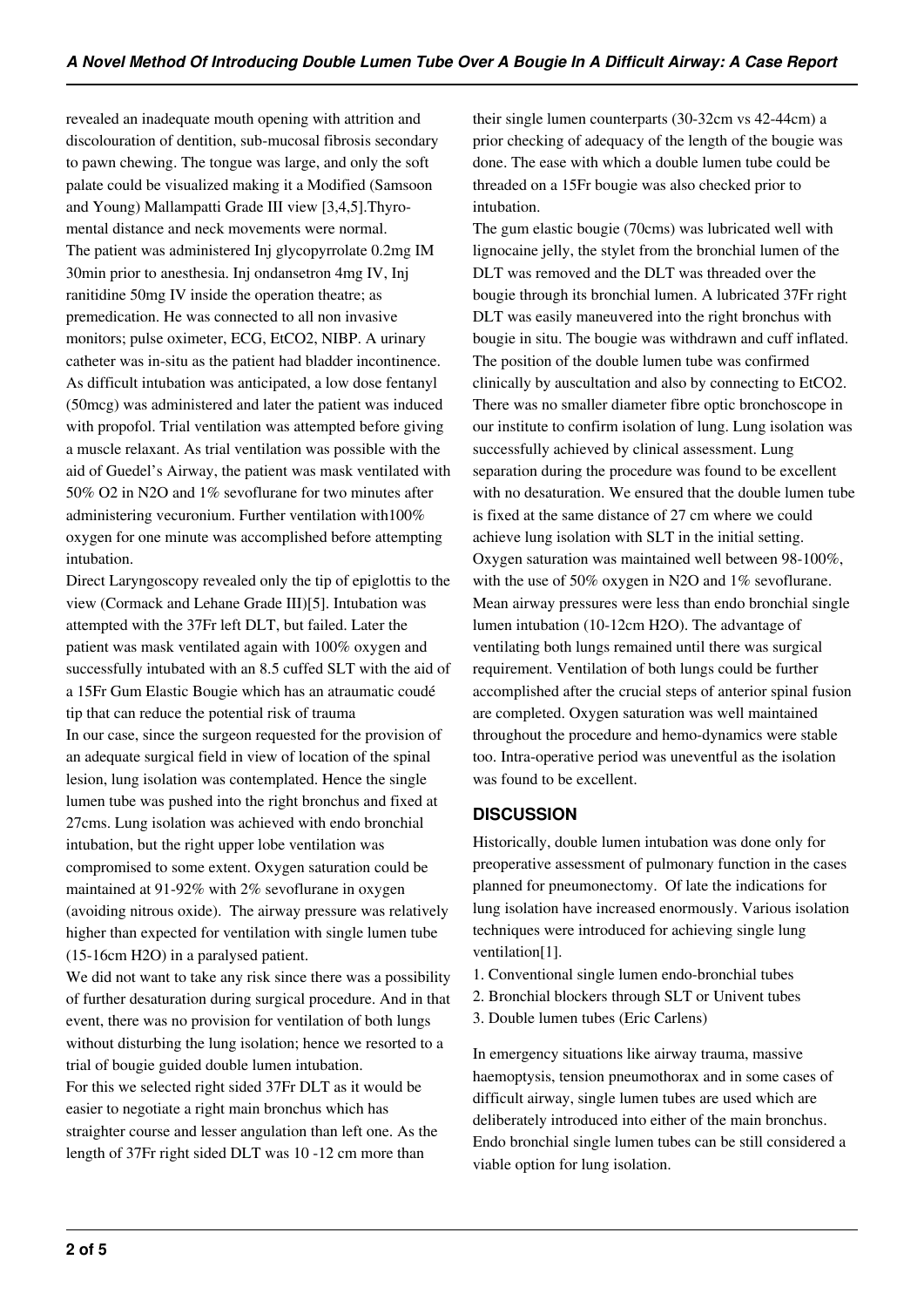revealed an inadequate mouth opening with attrition and discolouration of dentition, sub-mucosal fibrosis secondary to pawn chewing. The tongue was large, and only the soft palate could be visualized making it a Modified (Samsoon and Young) Mallampatti Grade III view [3,4,5].Thyromental distance and neck movements were normal.

The patient was administered Inj glycopyrrolate 0.2mg IM 30min prior to anesthesia. Inj ondansetron 4mg IV, Inj ranitidine 50mg IV inside the operation theatre; as premedication. He was connected to all non invasive monitors; pulse oximeter, ECG, $EtCO_2$, NIBP. A urinary catheter was in-situ as the patient had bladder incontinence. As difficult intubation was anticipated, a low dose fentanyl (50mcg) was administered and later the patient was induced with propofol. Trial ventilation was attempted before giving a muscle relaxant. As trial ventilation was possible with the aid of Guedel's Airway, the patient was mask ventilated with 50% $O_2$ in $N_2O$ and 1% sevoflurane for two minutes after administering vecuronium. Further ventilation with100% oxygen for one minute was accomplished before attempting intubation.

Direct Laryngoscopy revealed only the tip of epiglottis to the view (Cormack and Lehane Grade III)[5]. Intubation was attempted with the 37Fr left DLT, but failed. Later the patient was mask ventilated again with 100% oxygen and successfully intubated with an 8.5 cuffed SLT with the aid of a 15Fr Gum Elastic Bougie which has an atraumatic coudé tip that can reduce the potential risk of trauma

In our case, since the surgeon requested for the provision of an adequate surgical field in view of location of the spinal lesion, lung isolation was contemplated. Hence the single lumen tube was pushed into the right bronchus and fixed at 27cms. Lung isolation was achieved with endo bronchial intubation, but the right upper lobe ventilation was compromised to some extent. Oxygen saturation could be maintained at 91-92% with 2% sevoflurane in oxygen (avoiding nitrous oxide). The airway pressure was relatively higher than expected for ventilation with single lumen tube (15-16cm $H_2O$) in a paralysed patient.

We did not want to take any risk since there was a possibility of further desaturation during surgical procedure. And in that event, there was no provision for ventilation of both lungs without disturbing the lung isolation; hence we resorted to a trial of bougie guided double lumen intubation.

For this we selected right sided 37Fr DLT as it would be easier to negotiate a right main bronchus which has straighter course and lesser angulation than left one. As the length of 37Fr right sided DLT was 10 -12 cm more than their single lumen counterparts (30-32cm vs 42-44cm) a prior checking of adequacy of the length of the bougie was done. The ease with which a double lumen tube could be threaded on a 15Fr bougie was also checked prior to intubation.

The gum elastic bougie (70cms) was lubricated well with lignocaine jelly, the stylet from the bronchial lumen of the DLT was removed and the DLT was threaded over the bougie through its bronchial lumen. A lubricated 37Fr right DLT was easily maneuvered into the right bronchus with bougie in situ. The bougie was withdrawn and cuff inflated. The position of the double lumen tube was confirmed clinically by auscultation and also by connecting to $EtCO_2$. There was no smaller diameter fibre optic bronchoscope in our institute to confirm isolation of lung. Lung isolation was successfully achieved by clinical assessment. Lung separation during the procedure was found to be excellent with no desaturation. We ensured that the double lumen tube is fixed at the same distance of 27 cm where we could achieve lung isolation with SLT in the initial setting. Oxygen saturation was maintained well between 98-100%, with the use of 50% oxygen in $N_2O$ and 1% sevoflurane. Mean airway pressures were less than endo bronchial single lumen intubation (10-12cm $H_2O$). The advantage of ventilating both lungs remained until there was surgical requirement. Ventilation of both lungs could be further accomplished after the crucial steps of anterior spinal fusion are completed. Oxygen saturation was well maintained throughout the procedure and hemo-dynamics were stable too. Intra-operative period was uneventful as the isolation was found to be excellent.

## DISCUSSION

Historically, double lumen intubation was done only for preoperative assessment of pulmonary function in the cases planned for pneumonectomy. Of late the indications for lung isolation have increased enormously. Various isolation techniques were introduced for achieving single lung ventilation[1].

1. Conventional single lumen endo-bronchial tubes
2. Bronchial blockers through SLT or Univent tubes
3. Double lumen tubes (Eric Carlens)

In emergency situations like airway trauma, massive haemoptysis, tension pneumothorax and in some cases of difficult airway, single lumen tubes are used which are deliberately introduced into either of the main bronchus. Endo bronchial single lumen tubes can be still considered a viable option for lung isolation.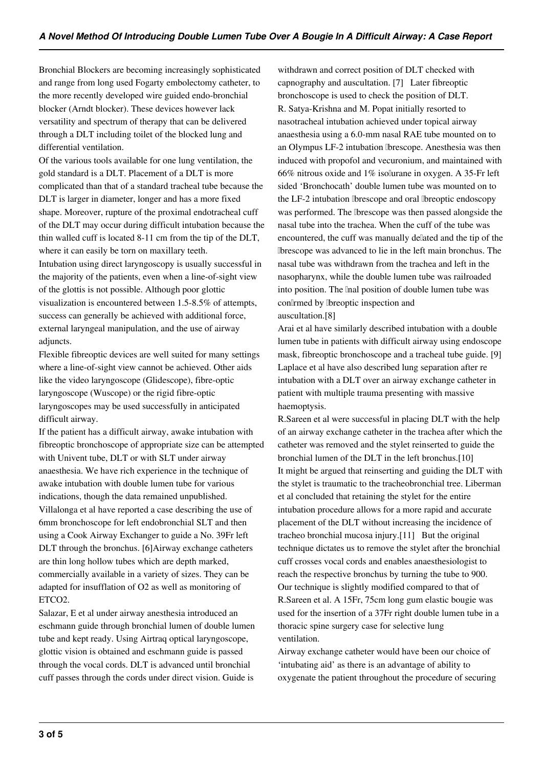Bronchial Blockers are becoming increasingly sophisticated and range from long used Fogarty embolectomy catheter, to the more recently developed wire guided endo-bronchial blocker (Arndt blocker). These devices however lack versatility and spectrum of therapy that can be delivered through a DLT including toilet of the blocked lung and differential ventilation.

Of the various tools available for one lung ventilation, the gold standard is a DLT. Placement of a DLT is more complicated than that of a standard tracheal tube because the DLT is larger in diameter, longer and has a more fixed shape. Moreover, rupture of the proximal endotracheal cuff of the DLT may occur during difficult intubation because the thin walled cuff is located 8-11 cm from the tip of the DLT, where it can easily be torn on maxillary teeth.

Intubation using direct laryngoscopy is usually successful in the majority of the patients, even when a line-of-sight view of the glottis is not possible. Although poor glottic visualization is encountered between 1.5-8.5% of attempts, success can generally be achieved with additional force, external laryngeal manipulation, and the use of airway adjuncts.

Flexible fibreoptic devices are well suited for many settings where a line-of-sight view cannot be achieved. Other aids like the video laryngoscope (Glidescope), fibre-optic laryngoscope (Wuscope) or the rigid fibre-optic laryngoscopes may be used successfully in anticipated difficult airway.

If the patient has a difficult airway, awake intubation with fibreoptic bronchoscope of appropriate size can be attempted with Univent tube, DLT or with SLT under airway anaesthesia. We have rich experience in the technique of awake intubation with double lumen tube for various indications, though the data remained unpublished.

Villalonga et al have reported a case describing the use of 6mm bronchoscope for left endobronchial SLT and then using a Cook Airway Exchanger to guide a No. 39Fr left DLT through the bronchus. [6]Airway exchange catheters are thin long hollow tubes which are depth marked, commercially available in a variety of sizes. They can be adapted for insufflation of O2 as well as monitoring of ETCO2.

Salazar, E et al under airway anesthesia introduced an eschmann guide through bronchial lumen of double lumen tube and kept ready. Using Airtraq optical laryngoscope, glottic vision is obtained and eschmann guide is passed through the vocal cords. DLT is advanced until bronchial cuff passes through the cords under direct vision. Guide is withdrawn and correct position of DLT checked with capnography and auscultation. [7] Later fibreoptic bronchoscope is used to check the position of DLT.

R. Satya-Krishna and M. Popat initially resorted to nasotracheal intubation achieved under topical airway anaesthesia using a 6.0-mm nasal RAE tube mounted on to an Olympus LF-2 intubation fibrescope. Anesthesia was then induced with propofol and vecuronium, and maintained with 66% nitrous oxide and 1% isoflurane in oxygen. A 35-Fr left sided 'Bronchocath' double lumen tube was mounted on to the LF-2 intubation fibrescope and oral fibreoptic endoscopy was performed. The fibrescope was then passed alongside the nasal tube into the trachea. When the cuff of the tube was encountered, the cuff was manually deflated and the tip of the fibrescope was advanced to lie in the left main bronchus. The nasal tube was withdrawn from the trachea and left in the nasopharynx, while the double lumen tube was railroaded into position. The final position of double lumen tube was confirmed by fibreoptic inspection and auscultation.[8]

Arai et al have similarly described intubation with a double lumen tube in patients with difficult airway using endoscope mask, fibreoptic bronchoscope and a tracheal tube guide. [9] Laplace et al have also described lung separation after re intubation with a DLT over an airway exchange catheter in patient with multiple trauma presenting with massive haemoptysis.

R.Sareen et al were successful in placing DLT with the help of an airway exchange catheter in the trachea after which the catheter was removed and the stylet reinserted to guide the bronchial lumen of the DLT in the left bronchus.[10]

It might be argued that reinserting and guiding the DLT with the stylet is traumatic to the tracheobronchial tree. Liberman et al concluded that retaining the stylet for the entire intubation procedure allows for a more rapid and accurate placement of the DLT without increasing the incidence of tracheo bronchial mucosa injury.[11] But the original technique dictates us to remove the stylet after the bronchial cuff crosses vocal cords and enables anaesthesiologist to reach the respective bronchus by turning the tube to 900.

Our technique is slightly modified compared to that of R.Sareen et al. A 15Fr, 75cm long gum elastic bougie was used for the insertion of a 37Fr right double lumen tube in a thoracic spine surgery case for selective lung ventilation.

Airway exchange catheter would have been our choice of 'intubating aid' as there is an advantage of ability to oxygenate the patient throughout the procedure of securing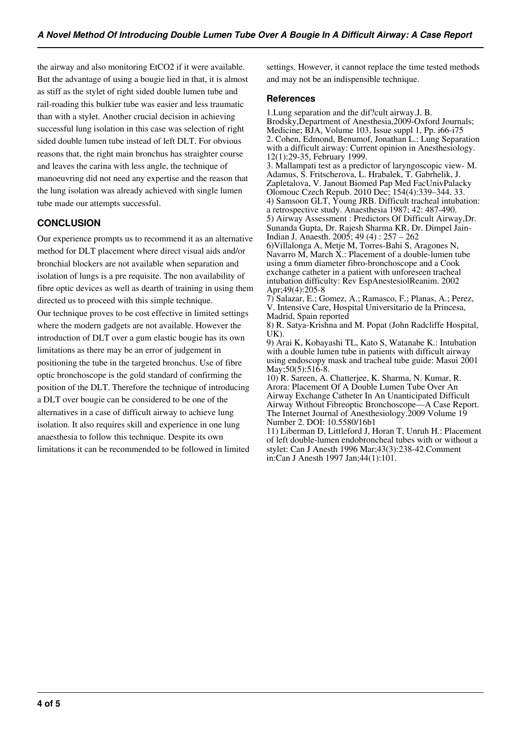the airway and also monitoring EtCO2 if it were available. But the advantage of using a bougie lied in that, it is almost as stiff as the stylet of right sided double lumen tube and rail-roading this bulkier tube was easier and less traumatic than with a stylet. Another crucial decision in achieving successful lung isolation in this case was selection of right sided double lumen tube instead of left DLT. For obvious reasons that, the right main bronchus has straighter course and leaves the carina with less angle, the technique of manoeuvring did not need any expertise and the reason that the lung isolation was already achieved with single lumen tube made our attempts successful.

## CONCLUSION

Our experience prompts us to recommend it as an alternative method for DLT placement where direct visual aids and/or bronchial blockers are not available when separation and isolation of lungs is a pre requisite. The non availability of fibre optic devices as well as dearth of training in using them directed us to proceed with this simple technique.

Our technique proves to be cost effective in limited settings where the modern gadgets are not available. However the introduction of DLT over a gum elastic bougie has its own limitations as there may be an error of judgement in positioning the tube in the targeted bronchus. Use of fibre optic bronchoscope is the gold standard of confirming the position of the DLT. Therefore the technique of introducing a DLT over bougie can be considered to be one of the alternatives in a case of difficult airway to achieve lung isolation. It also requires skill and experience in one lung anaesthesia to follow this technique. Despite its own limitations it can be recommended to be followed in limited settings. However, it cannot replace the time tested methods and may not be an indispensible technique.

## References

1.Lung separation and the dif?cult airway.J. B. Brodsky,Department of Anesthesia,2009-Oxford Journals; Medicine; BJA, Volume 103, Issue suppl 1, Pp. i66-i75

2. Cohen, Edmond, Benumof, Jonathan L.: Lung Separation with a difficult airway: Current opinion in Anesthesiology. 12(1):29-35, February 1999.

3. Mallampati test as a predictor of laryngoscopic view- M. Adamus, S. Fritscherova, L. Hrabalek, T. Gabrhelik, J. Zapletalova, V. Janout Biomed Pap Med FacUnivPalacky Olomouc Czech Repub. 2010 Dec; 154(4):339–344. 33.

4) Samsoon GLT, Young JRB. Difficult tracheal intubation: a retrospective study. Anaesthesia 1987; 42: 487-490.

5) Airway Assessment : Predictors Of Difficult Airway,Dr. Sunanda Gupta, Dr. Rajesh Sharma KR, Dr. Dimpel Jain-Indian J. Anaesth. 2005; 49 (4) : 257 – 262

6)Villalonga A, Metje M, Torres-Bahi S, Aragones N, Navarro M, March X.: Placement of a double-lumen tube using a 6mm diameter fibro-bronchoscope and a Cook exchange catheter in a patient with unforeseen tracheal intubation difficulty: Rev EspAnestesiolReanim. 2002 Apr;49(4):205-8

7) Salazar, E.; Gomez, A.; Ramasco, F.; Planas, A.; Perez, V. Intensive Care, Hospital Universitario de la Princesa, Madrid, Spain reported

8) R. Satya-Krishna and M. Popat (John Radcliffe Hospital, UK).

9) Arai K, Kobayashi TL, Kato S, Watanabe K.: Intubation with a double lumen tube in patients with difficult airway using endoscopy mask and tracheal tube guide: Masui 2001 May;50(5):516-8.

10) R. Sareen, A. Chatterjee, K. Sharma, N. Kumar, R. Arora: Placement Of A Double Lumen Tube Over An Airway Exchange Catheter In An Unanticipated Difficult Airway Without Fibreoptic Bronchoscope—A Case Report. The Internet Journal of Anesthesiology.2009 Volume 19 Number 2. DOI: 10.5580/16b1

11) Liberman D, Littleford J, Horan T, Unruh H.: Placement of left double-lumen endobroncheal tubes with or without a stylet: Can J Anesth 1996 Mar;43(3):238-42.Comment in:Can J Anesth 1997 Jan;44(1):101.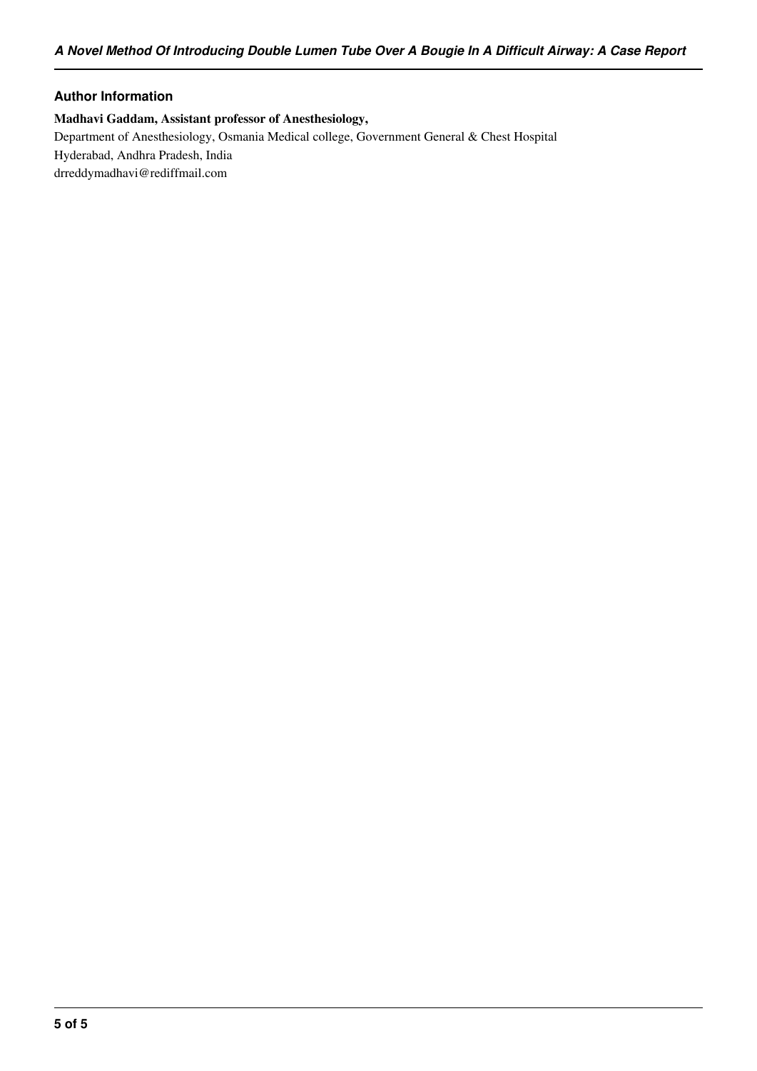### Author Information

**Madhavi Gaddam, Assistant professor of Anesthesiology,**

Department of Anesthesiology, Osmania Medical college, Government General & Chest Hospital

Hyderabad, Andhra Pradesh, India

drreddymadhavi@rediffmail.com